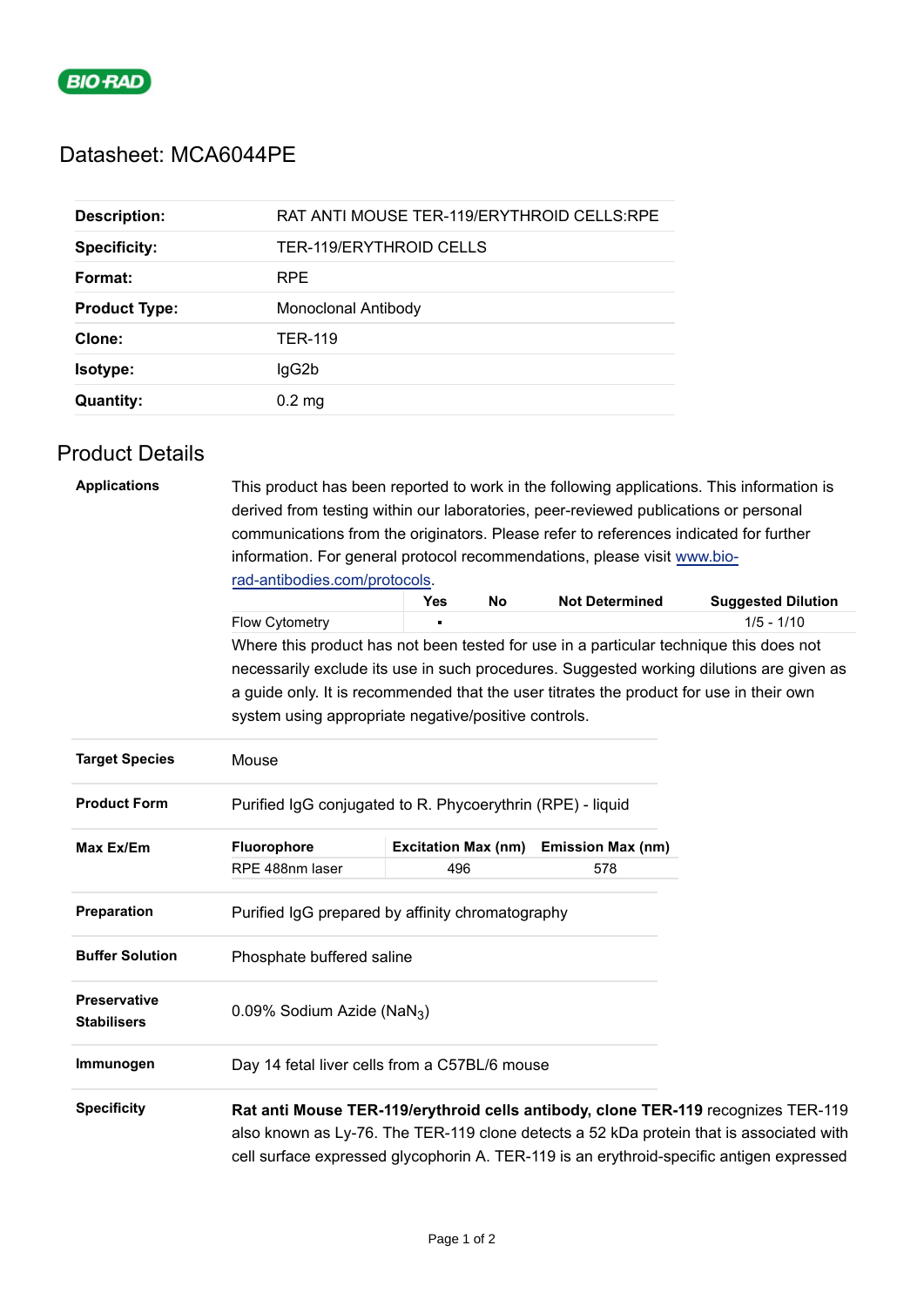BIO-RAD

# Datasheet: MCA6044PE

| | |
|---|---|
| **Description:** | RAT ANTI MOUSE TER-119/ERYTHROID CELLS:RPE |
| **Specificity:** | TER-119/ERYTHROID CELLS |
| **Format:** | RPE |
| **Product Type:** | Monoclonal Antibody |
| **Clone:** | TER-119 |
| **Isotype:** | IgG2b |
| **Quantity:** | 0.2 mg |

## Product Details

**Applications**

This product has been reported to work in the following applications. This information is derived from testing within our laboratories, peer-reviewed publications or personal communications from the originators. Please refer to references indicated for further information. For general protocol recommendations, please visit www.bio-rad-antibodies.com/protocols.

| | Yes | No | Not Determined | Suggested Dilution |
|---|---|---|---|---|
| Flow Cytometry | ▪ | | | 1/5 - 1/10 |

Where this product has not been tested for use in a particular technique this does not necessarily exclude its use in such procedures. Suggested working dilutions are given as a guide only. It is recommended that the user titrates the product for use in their own system using appropriate negative/positive controls.

**Target Species**

Mouse

**Product Form**

Purified IgG conjugated to R. Phycoerythrin (RPE) - liquid

**Max Ex/Em**

| Fluorophore | Excitation Max (nm) | Emission Max (nm) |
|---|---|---|
| RPE 488nm laser | 496 | 578 |

**Preparation**

Purified IgG prepared by affinity chromatography

**Buffer Solution**

Phosphate buffered saline

**Preservative Stabilisers**

0.09% Sodium Azide ($NaN_3$)

**Immunogen**

Day 14 fetal liver cells from a C57BL/6 mouse

**Specificity**

**Rat anti Mouse TER-119/erythroid cells antibody, clone TER-119** recognizes TER-119 also known as Ly-76. The TER-119 clone detects a 52 kDa protein that is associated with cell surface expressed glycophorin A. TER-119 is an erythroid-specific antigen expressed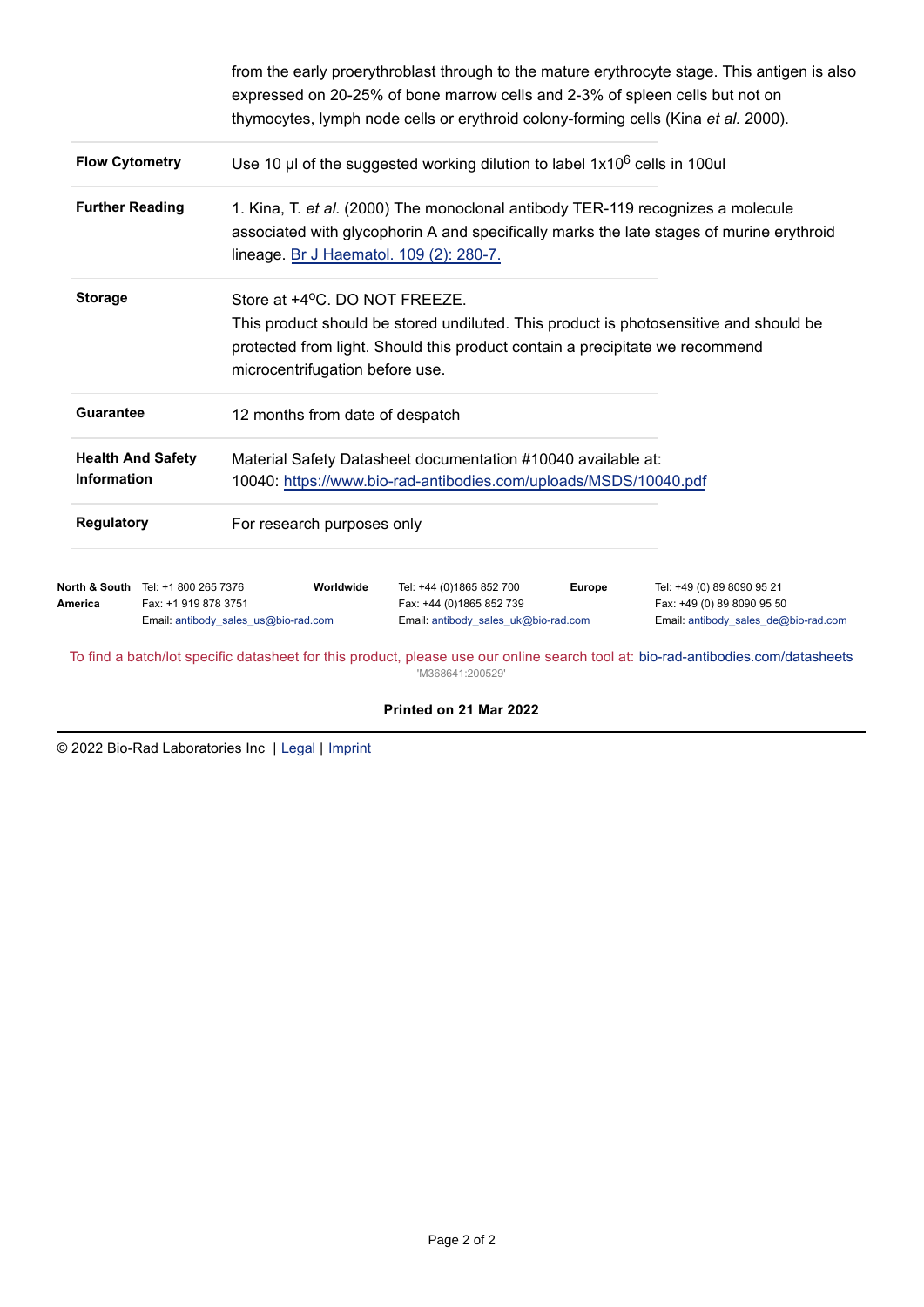| | |
|---|---|
| | from the early proerythroblast through to the mature erythrocyte stage. This antigen is also expressed on 20-25% of bone marrow cells and 2-3% of spleen cells but not on thymocytes, lymph node cells or erythroid colony-forming cells (Kina *et al.* 2000). |
| **Flow Cytometry** | Use 10 µl of the suggested working dilution to label $1x10^6$ cells in 100ul |
| **Further Reading** | 1. Kina, T. *et al.* (2000) The monoclonal antibody TER-119 recognizes a molecule associated with glycophorin A and specifically marks the late stages of murine erythroid lineage. Br J Haematol. 109 (2): 280-7. |
| **Storage** | Store at +4ºC. DO NOT FREEZE.<br>This product should be stored undiluted. This product is photosensitive and should be protected from light. Should this product contain a precipitate we recommend microcentrifugation before use. |
| **Guarantee** | 12 months from date of despatch |
| **Health And Safety Information** | Material Safety Datasheet documentation #10040 available at:<br>10040: https://www.bio-rad-antibodies.com/uploads/MSDS/10040.pdf |
| **Regulatory** | For research purposes only |

| | | | | | |
|---|---|---|---|---|---|
| **North & South America** | Tel: +1 800 265 7376<br>Fax: +1 919 878 3751<br>Email: antibody_sales_us@bio-rad.com | **Worldwide** | Tel: +44 (0)1865 852 700<br>Fax: +44 (0)1865 852 739<br>Email: antibody_sales_uk@bio-rad.com | **Europe** | Tel: +49 (0) 89 8090 95 21<br>Fax: +49 (0) 89 8090 95 50<br>Email: antibody_sales_de@bio-rad.com |

To find a batch/lot specific datasheet for this product, please use our online search tool at: bio-rad-antibodies.com/datasheets

'M368641:200529'

**Printed on 21 Mar 2022**

© 2022 Bio-Rad Laboratories Inc | Legal | Imprint